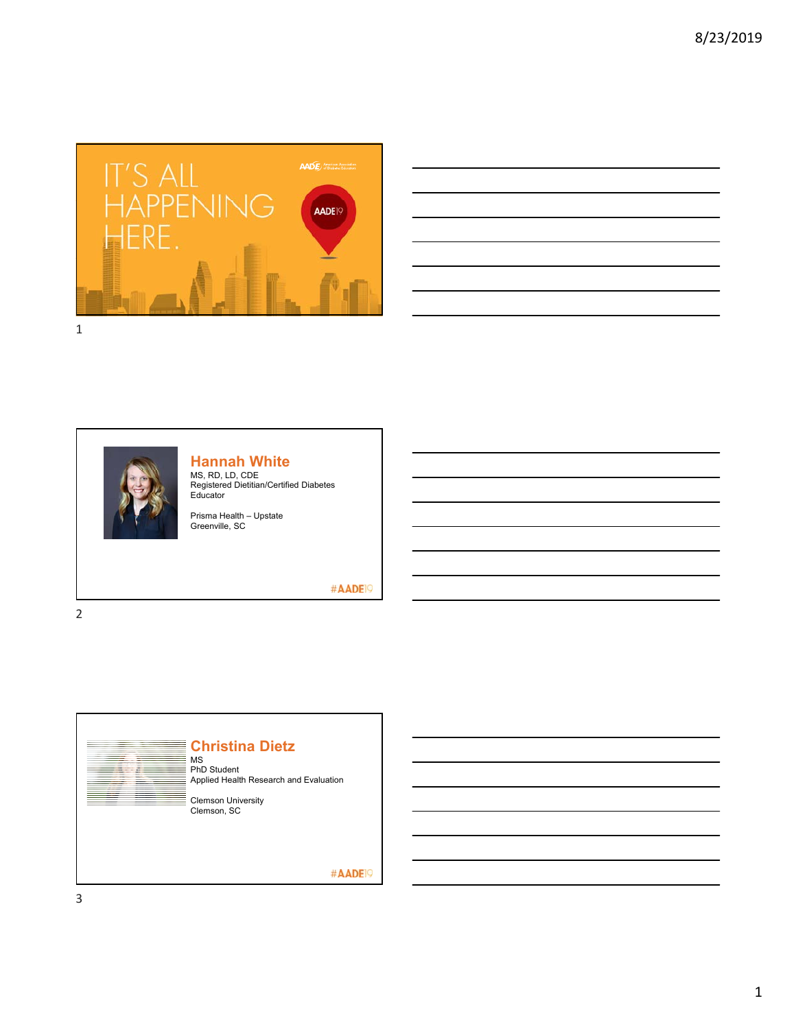IT'S ALL HAPPENING HERE.

AADE19

## Hannah White

MS, RD, LD, CDE
Registered Dietitian/Certified Diabetes Educator

Prisma Health – Upstate
Greenville, SC

#AADE19

## Christina Dietz

MS
PhD Student
Applied Health Research and Evaluation

Clemson University
Clemson, SC

#AADE19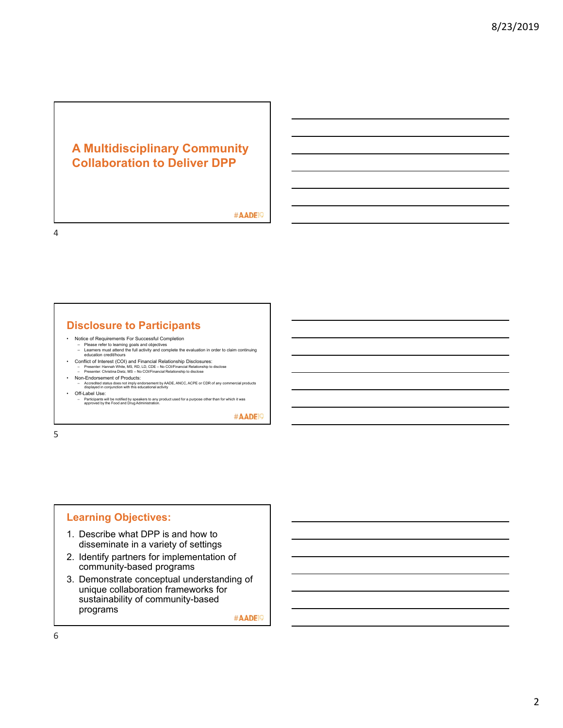# A Multidisciplinary Community Collaboration to Deliver DPP

#AADE19

## Disclosure to Participants

- Notice of Requirements For Successful Completion
  - Please refer to learning goals and objectives
  - Learners must attend the full activity and complete the evaluation in order to claim continuing education credit/hours
- Conflict of Interest (COI) and Financial Relationship Disclosures:
  - Presenter: Hannah White, MS, RD, LD, CDE – No COI/Financial Relationship to disclose
  - Presenter: Christina Dietz, MS – No COI/Financial Relationship to disclose
- Non-Endorsement of Products:
  - Accredited status does not imply endorsement by AADE, ANCC, ACPE or CDR of any commercial products displayed in conjunction with this educational activity
- Off-Label Use:
  - Participants will be notified by speakers to any product used for a purpose other than for which it was approved by the Food and Drug Administration.

#AADE19

## Learning Objectives:

1. Describe what DPP is and how to disseminate in a variety of settings
2. Identify partners for implementation of community-based programs
3. Demonstrate conceptual understanding of unique collaboration frameworks for sustainability of community-based programs

#AADE19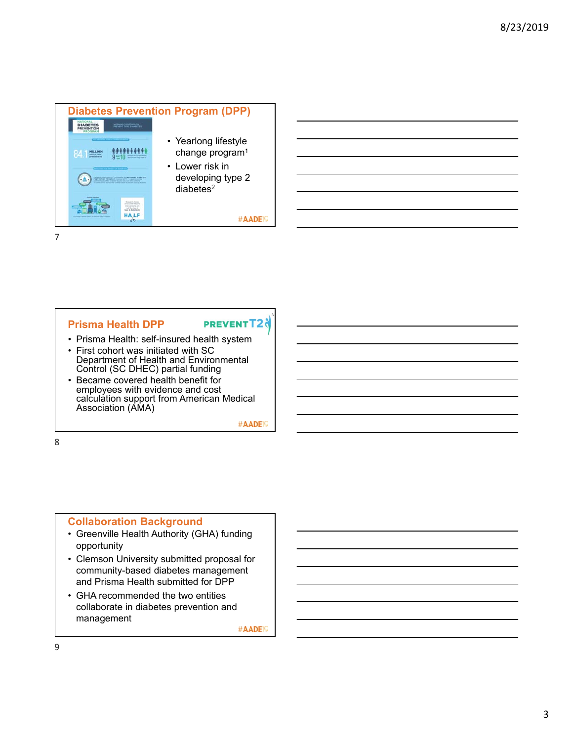## Diabetes Prevention Program (DPP)

- Yearlong lifestyle change program[1]
- Lower risk in developing type 2 diabetes[2]

#AADE19

## Prisma Health DPP

PREVENTT2[3]

- Prisma Health: self-insured health system
- First cohort was initiated with SC Department of Health and Environmental Control (SC DHEC) partial funding
- Became covered health benefit for employees with evidence and cost calculation support from American Medical Association (AMA)

#AADE19

## Collaboration Background

- Greenville Health Authority (GHA) funding opportunity
- Clemson University submitted proposal for community-based diabetes management and Prisma Health submitted for DPP
- GHA recommended the two entities collaborate in diabetes prevention and management

#AADE19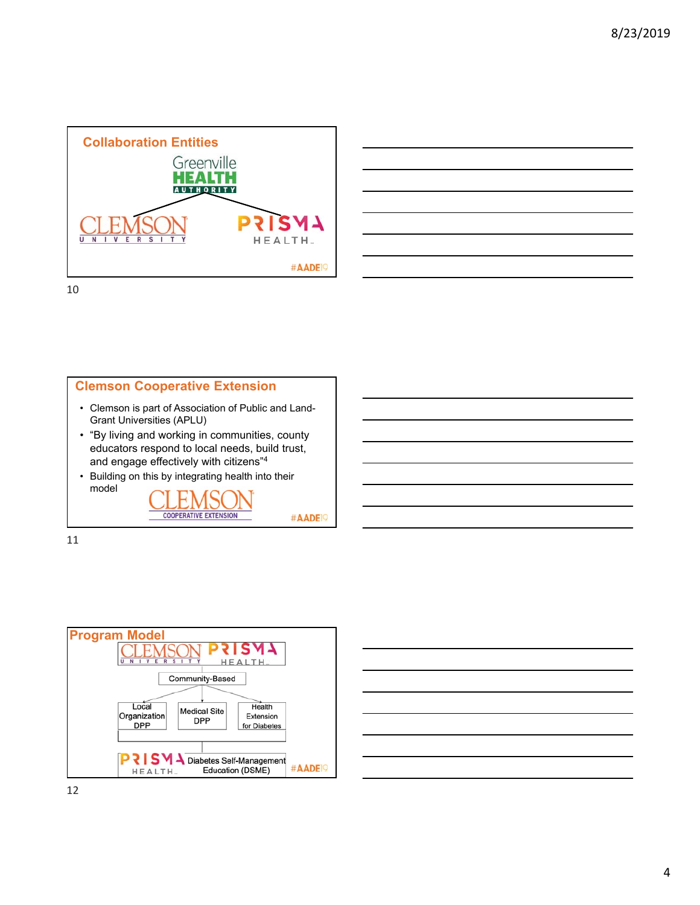## Collaboration Entities

Greenville HEALTH AUTHORITY

CLEMSON UNIVERSITY

PRISMA HEALTH

#AADE19

## Clemson Cooperative Extension

- Clemson is part of Association of Public and Land-Grant Universities (APLU)
- “By living and working in communities, county educators respond to local needs, build trust, and engage effectively with citizens”[4]
- Building on this by integrating health into their model

CLEMSON COOPERATIVE EXTENSION

#AADE19

## Program Model

CLEMSON UNIVERSITY PRISMA HEALTH

Community-Based

- Local Organization DPP
- Medical Site DPP
- Health Extension for Diabetes

PRISMA HEALTH Diabetes Self-Management Education (DSME)

#AADE19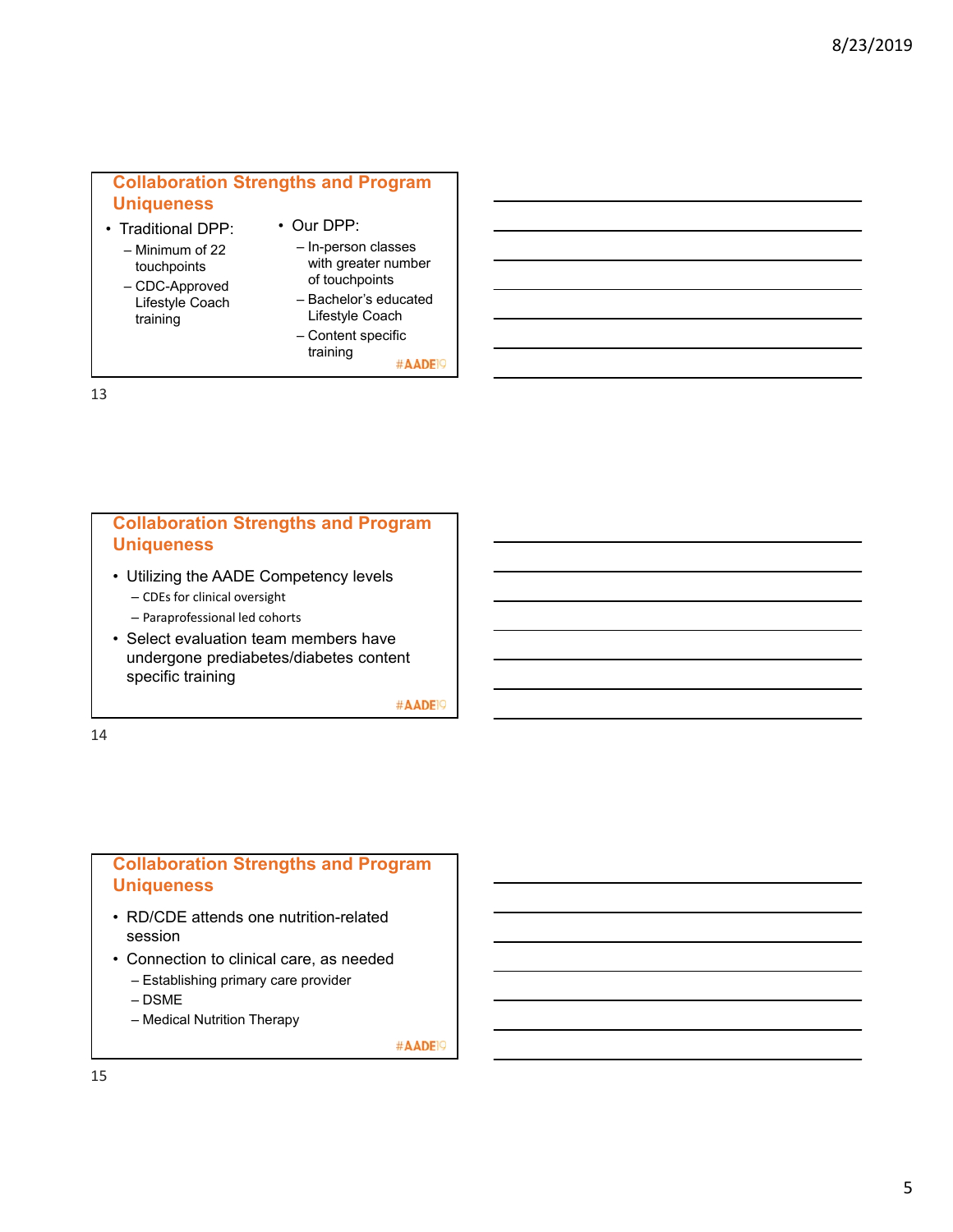## Collaboration Strengths and Program Uniqueness

- Traditional DPP:
  - Minimum of 22 touchpoints
  - CDC-Approved Lifestyle Coach training
- Our DPP:
  - In-person classes with greater number of touchpoints
  - Bachelor's educated Lifestyle Coach
  - Content specific training

#AADE19

## Collaboration Strengths and Program Uniqueness

- Utilizing the AADE Competency levels
  - CDEs for clinical oversight
  - Paraprofessional led cohorts
- Select evaluation team members have undergone prediabetes/diabetes content specific training

#AADE19

## Collaboration Strengths and Program Uniqueness

- RD/CDE attends one nutrition-related session
- Connection to clinical care, as needed
  - Establishing primary care provider
  - DSME
  - Medical Nutrition Therapy

#AADE19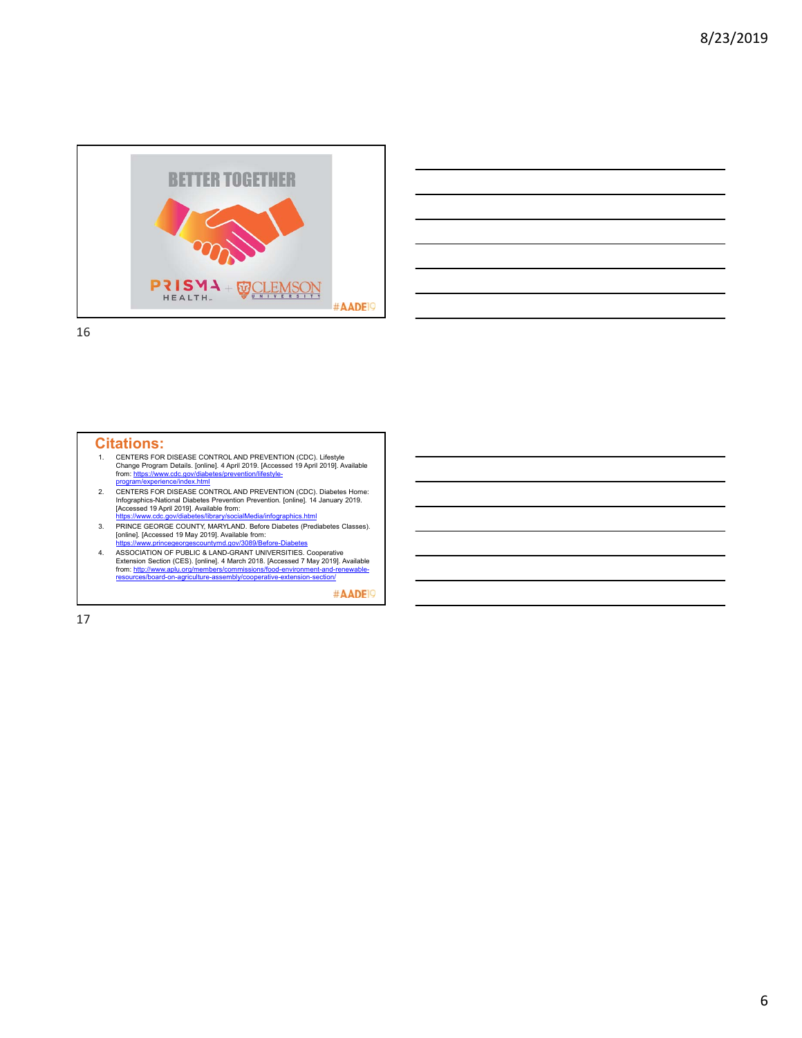BETTER TOGETHER

PRISMA HEALTH + CLEMSON UNIVERSITY

#AADE19

## Citations:

1. CENTERS FOR DISEASE CONTROL AND PREVENTION (CDC). Lifestyle Change Program Details. [online]. 4 April 2019. [Accessed 19 April 2019]. Available from: https://www.cdc.gov/diabetes/prevention/lifestyle-program/experience/index.html
2. CENTERS FOR DISEASE CONTROL AND PREVENTION (CDC). Diabetes Home: Infographics-National Diabetes Prevention Prevention. [online]. 14 January 2019. [Accessed 19 April 2019]. Available from: https://www.cdc.gov/diabetes/library/socialMedia/infographics.html
3. PRINCE GEORGE COUNTY, MARYLAND. Before Diabetes (Prediabetes Classes). [online]. [Accessed 19 May 2019]. Available from: https://www.princegeorgescountymd.gov/3089/Before-Diabetes
4. ASSOCIATION OF PUBLIC & LAND-GRANT UNIVERSITIES. Cooperative Extension Section (CES). [online]. 4 March 2018. [Accessed 7 May 2019]. Available from: http://www.aplu.org/members/commissions/food-environment-and-renewable-resources/board-on-agriculture-assembly/cooperative-extension-section/

#AADE19